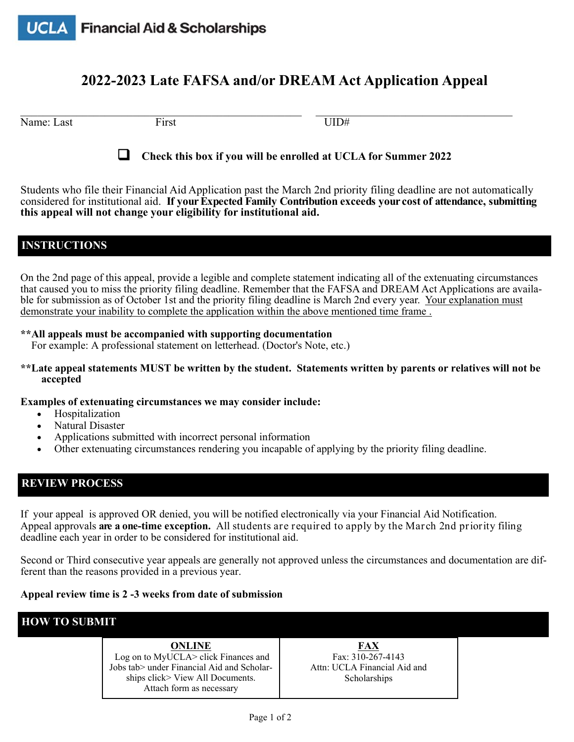UCLA Financial Aid & Scholarships

# 2022-2023 Late FAFSA and/or DREAM Act Application Appeal

Name: Last ______________ First ______________ UID# ______________

☐ **Check this box if you will be enrolled at UCLA for Summer 2022**

Students who file their Financial Aid Application past the March 2nd priority filing deadline are not automatically considered for institutional aid. **If your Expected Family Contribution exceeds your cost of attendance, submitting this appeal will not change your eligibility for institutional aid.**

## INSTRUCTIONS

On the 2nd page of this appeal, provide a legible and complete statement indicating all of the extenuating circumstances that caused you to miss the priority filing deadline. Remember that the FAFSA and DREAM Act Applications are available for submission as of October 1st and the priority filing deadline is March 2nd every year. Your explanation must demonstrate your inability to complete the application within the above mentioned time frame .

**\*\*All appeals must be accompanied with supporting documentation**
For example: A professional statement on letterhead. (Doctor's Note, etc.)

**\*\*Late appeal statements MUST be written by the student. Statements written by parents or relatives will not be accepted**

**Examples of extenuating circumstances we may consider include:**

- Hospitalization
- Natural Disaster
- Applications submitted with incorrect personal information
- Other extenuating circumstances rendering you incapable of applying by the priority filing deadline.

## REVIEW PROCESS

If your appeal is approved OR denied, you will be notified electronically via your Financial Aid Notification. Appeal approvals **are a one-time exception.** All students are required to apply by the March 2nd priority filing deadline each year in order to be considered for institutional aid.

Second or Third consecutive year appeals are generally not approved unless the circumstances and documentation are different than the reasons provided in a previous year.

**Appeal review time is 2 -3 weeks from date of submission**

## HOW TO SUBMIT

| ONLINE | FAX |
|---|---|
| Log on to MyUCLA> click Finances and Jobs tab> under Financial Aid and Scholarships click> View All Documents. Attach form as necessary | Fax: 310-267-4143 Attn: UCLA Financial Aid and Scholarships |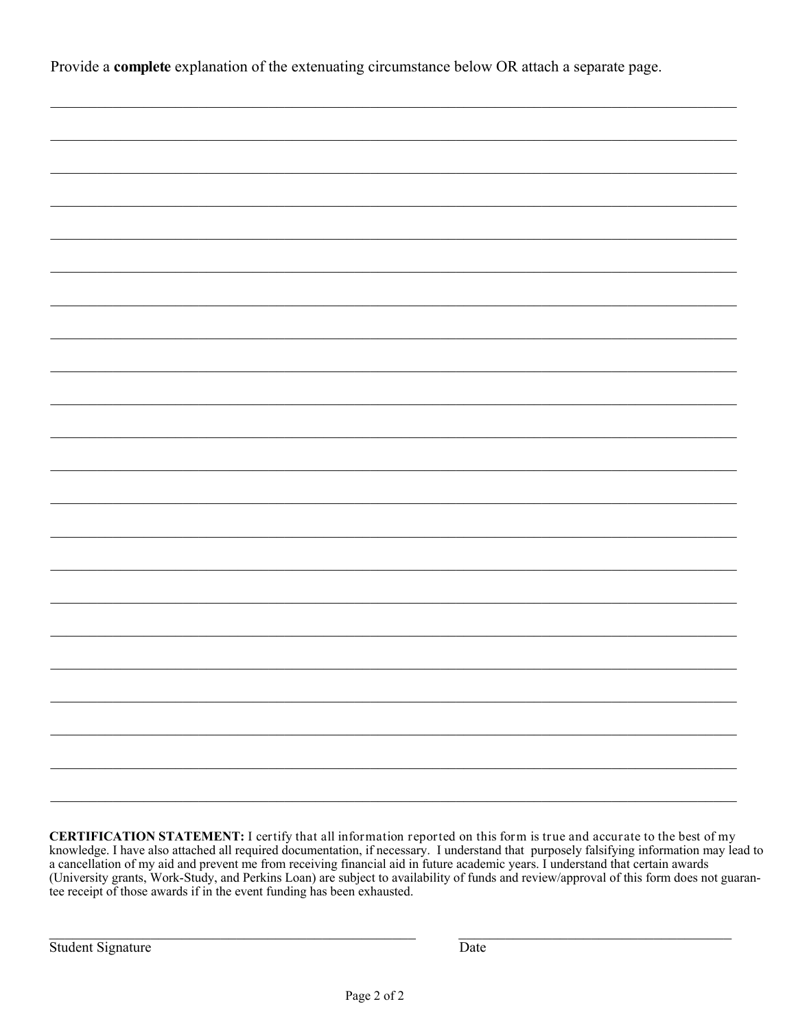Provide a **complete** explanation of the extenuating circumstance below OR attach a separate page.

\_\_\_\_\_\_\_\_\_\_\_\_\_\_\_\_\_\_\_\_\_\_\_\_\_\_\_\_\_\_\_\_\_\_\_\_\_\_\_\_\_\_\_\_\_\_\_\_\_\_\_\_\_\_\_\_\_\_\_\_\_\_\_\_\_\_\_\_\_\_\_\_\_\_\_\_\_\_

\_\_\_\_\_\_\_\_\_\_\_\_\_\_\_\_\_\_\_\_\_\_\_\_\_\_\_\_\_\_\_\_\_\_\_\_\_\_\_\_\_\_\_\_\_\_\_\_\_\_\_\_\_\_\_\_\_\_\_\_\_\_\_\_\_\_\_\_\_\_\_\_\_\_\_\_\_\_

\_\_\_\_\_\_\_\_\_\_\_\_\_\_\_\_\_\_\_\_\_\_\_\_\_\_\_\_\_\_\_\_\_\_\_\_\_\_\_\_\_\_\_\_\_\_\_\_\_\_\_\_\_\_\_\_\_\_\_\_\_\_\_\_\_\_\_\_\_\_\_\_\_\_\_\_\_\_

\_\_\_\_\_\_\_\_\_\_\_\_\_\_\_\_\_\_\_\_\_\_\_\_\_\_\_\_\_\_\_\_\_\_\_\_\_\_\_\_\_\_\_\_\_\_\_\_\_\_\_\_\_\_\_\_\_\_\_\_\_\_\_\_\_\_\_\_\_\_\_\_\_\_\_\_\_\_

\_\_\_\_\_\_\_\_\_\_\_\_\_\_\_\_\_\_\_\_\_\_\_\_\_\_\_\_\_\_\_\_\_\_\_\_\_\_\_\_\_\_\_\_\_\_\_\_\_\_\_\_\_\_\_\_\_\_\_\_\_\_\_\_\_\_\_\_\_\_\_\_\_\_\_\_\_\_

\_\_\_\_\_\_\_\_\_\_\_\_\_\_\_\_\_\_\_\_\_\_\_\_\_\_\_\_\_\_\_\_\_\_\_\_\_\_\_\_\_\_\_\_\_\_\_\_\_\_\_\_\_\_\_\_\_\_\_\_\_\_\_\_\_\_\_\_\_\_\_\_\_\_\_\_\_\_

\_\_\_\_\_\_\_\_\_\_\_\_\_\_\_\_\_\_\_\_\_\_\_\_\_\_\_\_\_\_\_\_\_\_\_\_\_\_\_\_\_\_\_\_\_\_\_\_\_\_\_\_\_\_\_\_\_\_\_\_\_\_\_\_\_\_\_\_\_\_\_\_\_\_\_\_\_\_

\_\_\_\_\_\_\_\_\_\_\_\_\_\_\_\_\_\_\_\_\_\_\_\_\_\_\_\_\_\_\_\_\_\_\_\_\_\_\_\_\_\_\_\_\_\_\_\_\_\_\_\_\_\_\_\_\_\_\_\_\_\_\_\_\_\_\_\_\_\_\_\_\_\_\_\_\_\_

\_\_\_\_\_\_\_\_\_\_\_\_\_\_\_\_\_\_\_\_\_\_\_\_\_\_\_\_\_\_\_\_\_\_\_\_\_\_\_\_\_\_\_\_\_\_\_\_\_\_\_\_\_\_\_\_\_\_\_\_\_\_\_\_\_\_\_\_\_\_\_\_\_\_\_\_\_\_

\_\_\_\_\_\_\_\_\_\_\_\_\_\_\_\_\_\_\_\_\_\_\_\_\_\_\_\_\_\_\_\_\_\_\_\_\_\_\_\_\_\_\_\_\_\_\_\_\_\_\_\_\_\_\_\_\_\_\_\_\_\_\_\_\_\_\_\_\_\_\_\_\_\_\_\_\_\_

\_\_\_\_\_\_\_\_\_\_\_\_\_\_\_\_\_\_\_\_\_\_\_\_\_\_\_\_\_\_\_\_\_\_\_\_\_\_\_\_\_\_\_\_\_\_\_\_\_\_\_\_\_\_\_\_\_\_\_\_\_\_\_\_\_\_\_\_\_\_\_\_\_\_\_\_\_\_

\_\_\_\_\_\_\_\_\_\_\_\_\_\_\_\_\_\_\_\_\_\_\_\_\_\_\_\_\_\_\_\_\_\_\_\_\_\_\_\_\_\_\_\_\_\_\_\_\_\_\_\_\_\_\_\_\_\_\_\_\_\_\_\_\_\_\_\_\_\_\_\_\_\_\_\_\_\_

\_\_\_\_\_\_\_\_\_\_\_\_\_\_\_\_\_\_\_\_\_\_\_\_\_\_\_\_\_\_\_\_\_\_\_\_\_\_\_\_\_\_\_\_\_\_\_\_\_\_\_\_\_\_\_\_\_\_\_\_\_\_\_\_\_\_\_\_\_\_\_\_\_\_\_\_\_\_

\_\_\_\_\_\_\_\_\_\_\_\_\_\_\_\_\_\_\_\_\_\_\_\_\_\_\_\_\_\_\_\_\_\_\_\_\_\_\_\_\_\_\_\_\_\_\_\_\_\_\_\_\_\_\_\_\_\_\_\_\_\_\_\_\_\_\_\_\_\_\_\_\_\_\_\_\_\_

\_\_\_\_\_\_\_\_\_\_\_\_\_\_\_\_\_\_\_\_\_\_\_\_\_\_\_\_\_\_\_\_\_\_\_\_\_\_\_\_\_\_\_\_\_\_\_\_\_\_\_\_\_\_\_\_\_\_\_\_\_\_\_\_\_\_\_\_\_\_\_\_\_\_\_\_\_\_

\_\_\_\_\_\_\_\_\_\_\_\_\_\_\_\_\_\_\_\_\_\_\_\_\_\_\_\_\_\_\_\_\_\_\_\_\_\_\_\_\_\_\_\_\_\_\_\_\_\_\_\_\_\_\_\_\_\_\_\_\_\_\_\_\_\_\_\_\_\_\_\_\_\_\_\_\_\_

\_\_\_\_\_\_\_\_\_\_\_\_\_\_\_\_\_\_\_\_\_\_\_\_\_\_\_\_\_\_\_\_\_\_\_\_\_\_\_\_\_\_\_\_\_\_\_\_\_\_\_\_\_\_\_\_\_\_\_\_\_\_\_\_\_\_\_\_\_\_\_\_\_\_\_\_\_\_

\_\_\_\_\_\_\_\_\_\_\_\_\_\_\_\_\_\_\_\_\_\_\_\_\_\_\_\_\_\_\_\_\_\_\_\_\_\_\_\_\_\_\_\_\_\_\_\_\_\_\_\_\_\_\_\_\_\_\_\_\_\_\_\_\_\_\_\_\_\_\_\_\_\_\_\_\_\_

\_\_\_\_\_\_\_\_\_\_\_\_\_\_\_\_\_\_\_\_\_\_\_\_\_\_\_\_\_\_\_\_\_\_\_\_\_\_\_\_\_\_\_\_\_\_\_\_\_\_\_\_\_\_\_\_\_\_\_\_\_\_\_\_\_\_\_\_\_\_\_\_\_\_\_\_\_\_

\_\_\_\_\_\_\_\_\_\_\_\_\_\_\_\_\_\_\_\_\_\_\_\_\_\_\_\_\_\_\_\_\_\_\_\_\_\_\_\_\_\_\_\_\_\_\_\_\_\_\_\_\_\_\_\_\_\_\_\_\_\_\_\_\_\_\_\_\_\_\_\_\_\_\_\_\_\_

\_\_\_\_\_\_\_\_\_\_\_\_\_\_\_\_\_\_\_\_\_\_\_\_\_\_\_\_\_\_\_\_\_\_\_\_\_\_\_\_\_\_\_\_\_\_\_\_\_\_\_\_\_\_\_\_\_\_\_\_\_\_\_\_\_\_\_\_\_\_\_\_\_\_\_\_\_\_

\_\_\_\_\_\_\_\_\_\_\_\_\_\_\_\_\_\_\_\_\_\_\_\_\_\_\_\_\_\_\_\_\_\_\_\_\_\_\_\_\_\_\_\_\_\_\_\_\_\_\_\_\_\_\_\_\_\_\_\_\_\_\_\_\_\_\_\_\_\_\_\_\_\_\_\_\_\_

\_\_\_\_\_\_\_\_\_\_\_\_\_\_\_\_\_\_\_\_\_\_\_\_\_\_\_\_\_\_\_\_\_\_\_\_\_\_\_\_\_\_\_\_\_\_\_\_\_\_\_\_\_\_\_\_\_\_\_\_\_\_\_\_\_\_\_\_\_\_\_\_\_\_\_\_\_\_

\_\_\_\_\_\_\_\_\_\_\_\_\_\_\_\_\_\_\_\_\_\_\_\_\_\_\_\_\_\_\_\_\_\_\_\_\_\_\_\_\_\_\_\_\_\_\_\_\_\_\_\_\_\_\_\_\_\_\_\_\_\_\_\_\_\_\_\_\_\_\_\_\_\_\_\_\_\_

**CERTIFICATION STATEMENT:** I certify that all information reported on this form is true and accurate to the best of my knowledge. I have also attached all required documentation, if necessary. I understand that purposely falsifying information may lead to a cancellation of my aid and prevent me from receiving financial aid in future academic years. I understand that certain awards (University grants, Work-Study, and Perkins Loan) are subject to availability of funds and review/approval of this form does not guarantee receipt of those awards if in the event funding has been exhausted.

\_\_\_\_\_\_\_\_\_\_\_\_\_\_\_\_\_\_\_\_\_\_\_\_\_\_\_\_\_\_\_\_\_\_\_\_\_\_\_\_ \_\_\_\_\_\_\_\_\_\_\_\_\_\_\_\_\_\_\_\_\_\_\_\_\_\_\_\_\_\_\_\_

Student Signature Date